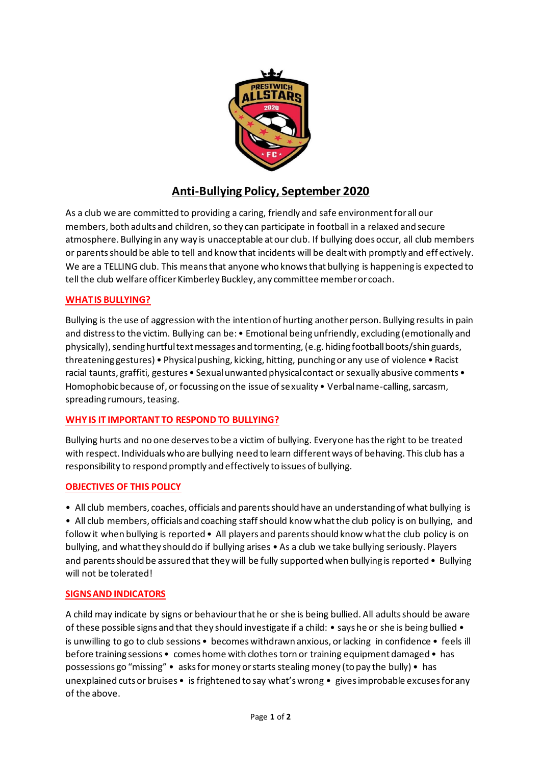# Anti-Bullying Policy, September 2020

As a club we are committed to providing a caring, friendly and safe environment for all our members, both adults and children, so they can participate in football in a relaxed and secure atmosphere. Bullying in any way is unacceptable at our club. If bullying does occur, all club members or parents should be able to tell and know that incidents will be dealt with promptly and effectively. We are a TELLING club. This means that anyone who knows that bullying is happening is expected to tell the club welfare officer Kimberley Buckley, any committee member or coach.

## WHAT IS BULLYING?

Bullying is the use of aggression with the intention of hurting another person. Bullying results in pain and distress to the victim. Bullying can be: • Emotional being unfriendly, excluding (emotionally and physically), sending hurtful text messages and tormenting, (e.g. hiding football boots/shin guards, threatening gestures) • Physical pushing, kicking, hitting, punching or any use of violence • Racist racial taunts, graffiti, gestures • Sexual unwanted physical contact or sexually abusive comments • Homophobic because of, or focussing on the issue of sexuality • Verbal name-calling, sarcasm, spreading rumours, teasing.

## WHY IS IT IMPORTANT TO RESPOND TO BULLYING?

Bullying hurts and no one deserves to be a victim of bullying. Everyone has the right to be treated with respect. Individuals who are bullying need to learn different ways of behaving. This club has a responsibility to respond promptly and effectively to issues of bullying.

## OBJECTIVES OF THIS POLICY

• All club members, coaches, officials and parents should have an understanding of what bullying is • All club members, officials and coaching staff should know what the club policy is on bullying, and follow it when bullying is reported • All players and parents should know what the club policy is on bullying, and what they should do if bullying arises • As a club we take bullying seriously. Players and parents should be assured that they will be fully supported when bullying is reported • Bullying will not be tolerated!

## SIGNS AND INDICATORS

A child may indicate by signs or behaviour that he or she is being bullied. All adults should be aware of these possible signs and that they should investigate if a child: • says he or she is being bullied • is unwilling to go to club sessions • becomes withdrawn anxious, or lacking in confidence • feels ill before training sessions • comes home with clothes torn or training equipment damaged • has possessions go "missing" • asks for money or starts stealing money (to pay the bully) • has unexplained cuts or bruises • is frightened to say what's wrong • gives improbable excuses for any of the above.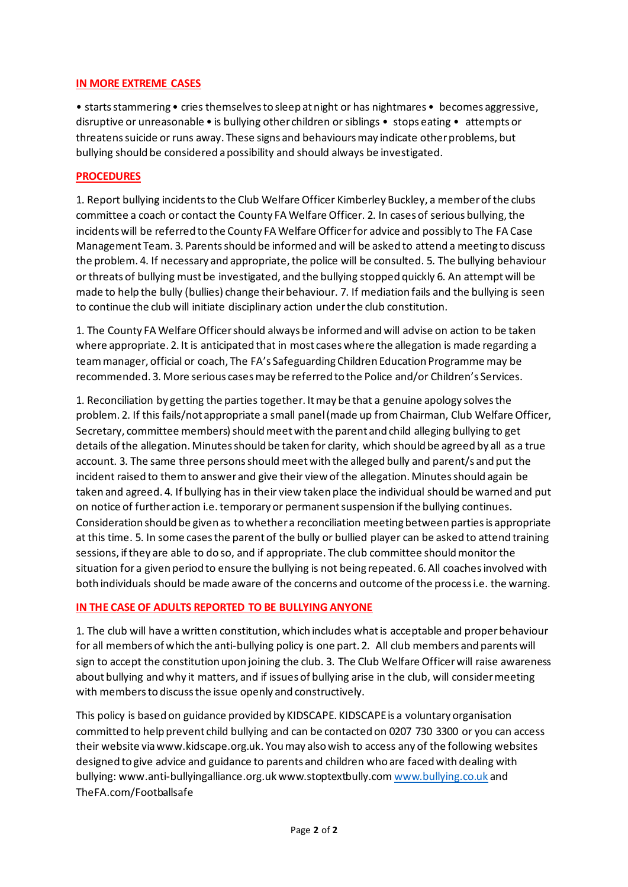## IN MORE EXTREME CASES

• starts stammering • cries themselves to sleep at night or has nightmares • becomes aggressive, disruptive or unreasonable • is bullying other children or siblings • stops eating • attempts or threatens suicide or runs away. These signs and behaviours may indicate other problems, but bullying should be considered a possibility and should always be investigated.

## PROCEDURES

1. Report bullying incidents to the Club Welfare Officer Kimberley Buckley, a member of the clubs committee a coach or contact the County FA Welfare Officer. 2. In cases of serious bullying, the incidents will be referred to the County FA Welfare Officer for advice and possibly to The FA Case Management Team. 3. Parents should be informed and will be asked to attend a meeting to discuss the problem. 4. If necessary and appropriate, the police will be consulted. 5. The bullying behaviour or threats of bullying must be investigated, and the bullying stopped quickly 6. An attempt will be made to help the bully (bullies) change their behaviour. 7. If mediation fails and the bullying is seen to continue the club will initiate disciplinary action under the club constitution.

1. The County FA Welfare Officer should always be informed and will advise on action to be taken where appropriate. 2. It is anticipated that in most cases where the allegation is made regarding a team manager, official or coach, The FA's Safeguarding Children Education Programme may be recommended. 3. More serious cases may be referred to the Police and/or Children's Services.

1. Reconciliation by getting the parties together. It may be that a genuine apology solves the problem. 2. If this fails/not appropriate a small panel (made up from Chairman, Club Welfare Officer, Secretary, committee members) should meet with the parent and child alleging bullying to get details of the allegation. Minutes should be taken for clarity, which should be agreed by all as a true account. 3. The same three persons should meet with the alleged bully and parent/s and put the incident raised to them to answer and give their view of the allegation. Minutes should again be taken and agreed. 4. If bullying has in their view taken place the individual should be warned and put on notice of further action i.e. temporary or permanent suspension if the bullying continues. Consideration should be given as to whether a reconciliation meeting between parties is appropriate at this time. 5. In some cases the parent of the bully or bullied player can be asked to attend training sessions, if they are able to do so, and if appropriate. The club committee should monitor the situation for a given period to ensure the bullying is not being repeated. 6. All coaches involved with both individuals should be made aware of the concerns and outcome of the process i.e. the warning.

## IN THE CASE OF ADULTS REPORTED TO BE BULLYING ANYONE

1. The club will have a written constitution, which includes what is acceptable and proper behaviour for all members of which the anti-bullying policy is one part. 2. All club members and parents will sign to accept the constitution upon joining the club. 3. The Club Welfare Officer will raise awareness about bullying and why it matters, and if issues of bullying arise in the club, will consider meeting with members to discuss the issue openly and constructively.

This policy is based on guidance provided by KIDSCAPE. KIDSCAPE is a voluntary organisation committed to help prevent child bullying and can be contacted on 0207 730 3300 or you can access their website via www.kidscape.org.uk. You may also wish to access any of the following websites designed to give advice and guidance to parents and children who are faced with dealing with bullying: www.anti-bullyingalliance.org.uk www.stoptextbully.com www.bullying.co.uk and TheFA.com/Footballsafe